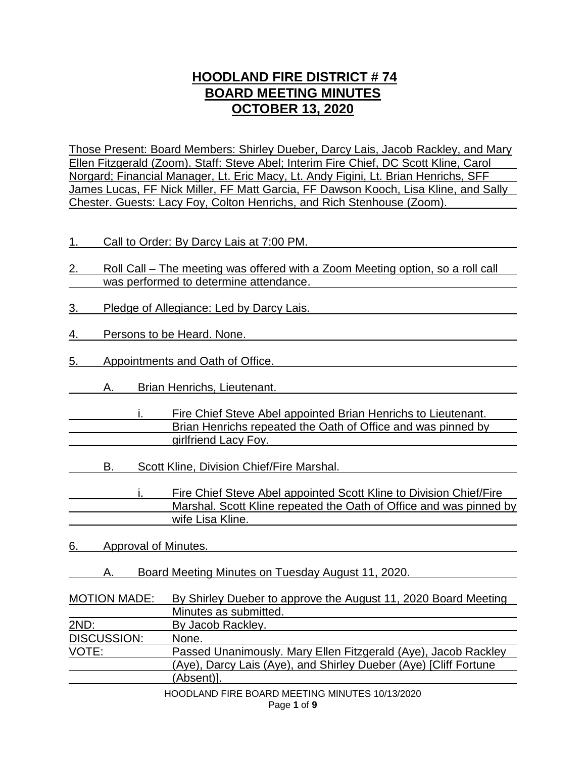# HOODLAND FIRE DISTRICT # 74
# BOARD MEETING MINUTES
# OCTOBER 13, 2020

Those Present: Board Members: Shirley Dueber, Darcy Lais, Jacob Rackley, and Mary Ellen Fitzgerald (Zoom). Staff: Steve Abel; Interim Fire Chief, DC Scott Kline, Carol Norgard; Financial Manager, Lt. Eric Macy, Lt. Andy Figini, Lt. Brian Henrichs, SFF James Lucas, FF Nick Miller, FF Matt Garcia, FF Dawson Kooch, Lisa Kline, and Sally Chester. Guests: Lacy Foy, Colton Henrichs, and Rich Stenhouse (Zoom).

1. Call to Order: By Darcy Lais at 7:00 PM.

2. Roll Call – The meeting was offered with a Zoom Meeting option, so a roll call was performed to determine attendance.

3. Pledge of Allegiance: Led by Darcy Lais.

4. Persons to be Heard. None.

5. Appointments and Oath of Office.

   A. Brian Henrichs, Lieutenant.

      i. Fire Chief Steve Abel appointed Brian Henrichs to Lieutenant. Brian Henrichs repeated the Oath of Office and was pinned by girlfriend Lacy Foy.

   B. Scott Kline, Division Chief/Fire Marshal.

      i. Fire Chief Steve Abel appointed Scott Kline to Division Chief/Fire Marshal. Scott Kline repeated the Oath of Office and was pinned by wife Lisa Kline.

6. Approval of Minutes.

   A. Board Meeting Minutes on Tuesday August 11, 2020.

| | |
|---|---|
| MOTION MADE: | By Shirley Dueber to approve the August 11, 2020 Board Meeting Minutes as submitted. |
| 2ND: | By Jacob Rackley. |
| DISCUSSION: | None. |
| VOTE: | Passed Unanimously. Mary Ellen Fitzgerald (Aye), Jacob Rackley (Aye), Darcy Lais (Aye), and Shirley Dueber (Aye) [Cliff Fortune (Absent)]. |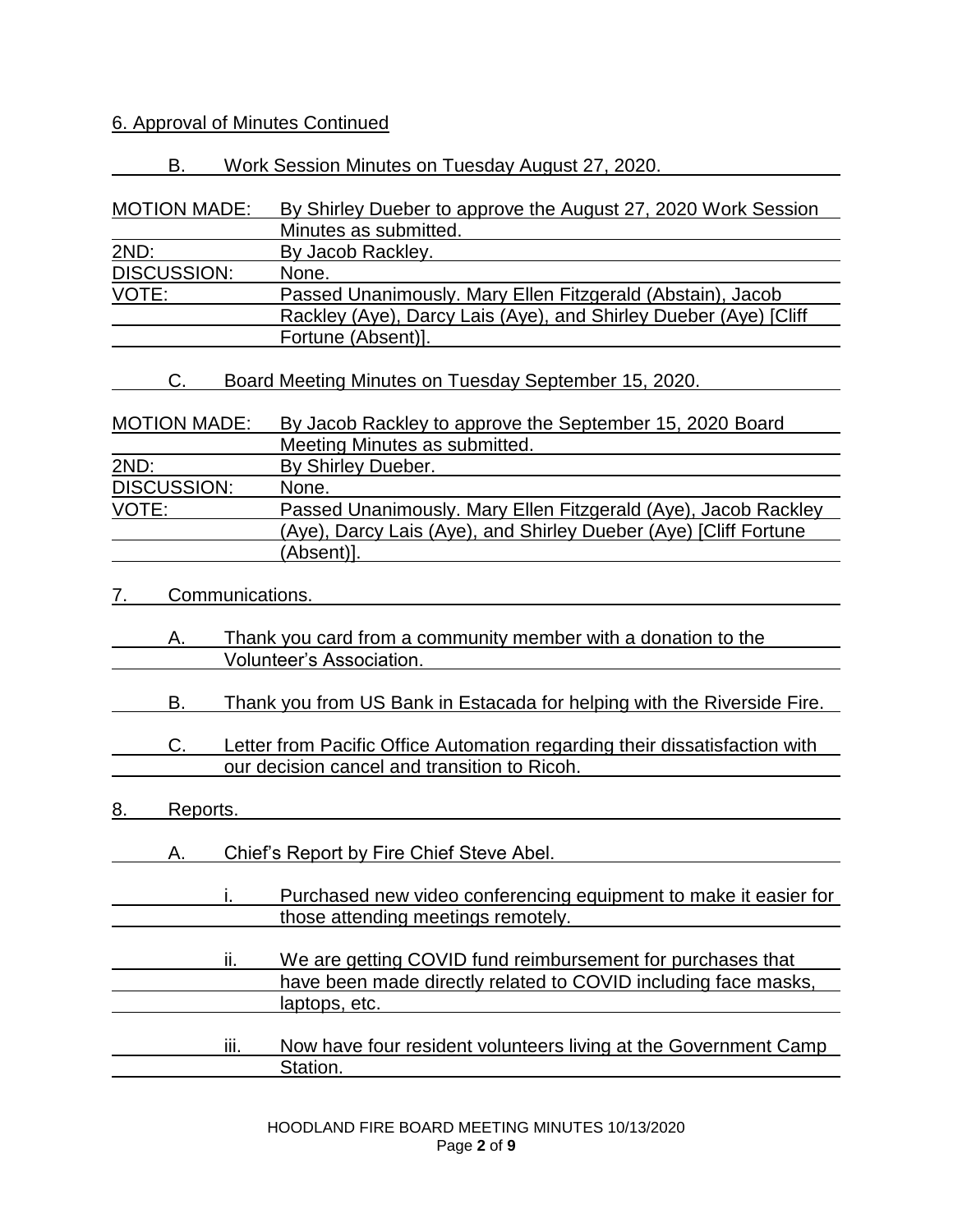6. Approval of Minutes Continued

B. Work Session Minutes on Tuesday August 27, 2020.

| | |
|---|---|
| MOTION MADE: | By Shirley Dueber to approve the August 27, 2020 Work Session Minutes as submitted. |
| 2ND: | By Jacob Rackley. |
| DISCUSSION: | None. |
| VOTE: | Passed Unanimously. Mary Ellen Fitzgerald (Abstain), Jacob Rackley (Aye), Darcy Lais (Aye), and Shirley Dueber (Aye) [Cliff Fortune (Absent)]. |

C. Board Meeting Minutes on Tuesday September 15, 2020.

| | |
|---|---|
| MOTION MADE: | By Jacob Rackley to approve the September 15, 2020 Board Meeting Minutes as submitted. |
| 2ND: | By Shirley Dueber. |
| DISCUSSION: | None. |
| VOTE: | Passed Unanimously. Mary Ellen Fitzgerald (Aye), Jacob Rackley (Aye), Darcy Lais (Aye), and Shirley Dueber (Aye) [Cliff Fortune (Absent)]. |

7. Communications.

A. Thank you card from a community member with a donation to the Volunteer's Association.

B. Thank you from US Bank in Estacada for helping with the Riverside Fire.

C. Letter from Pacific Office Automation regarding their dissatisfaction with our decision cancel and transition to Ricoh.

8. Reports.

A. Chief's Report by Fire Chief Steve Abel.

i. Purchased new video conferencing equipment to make it easier for those attending meetings remotely.

ii. We are getting COVID fund reimbursement for purchases that have been made directly related to COVID including face masks, laptops, etc.

iii. Now have four resident volunteers living at the Government Camp Station.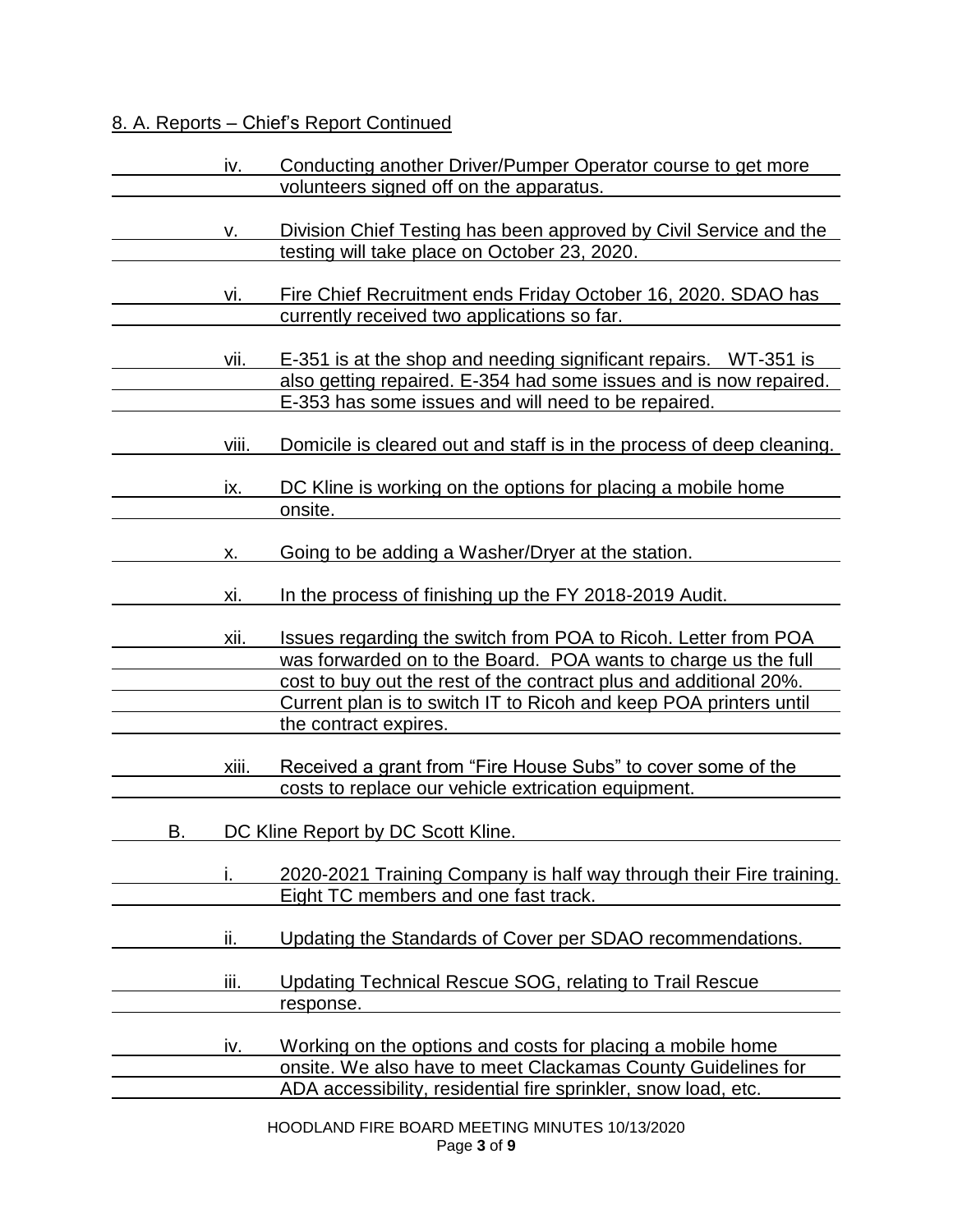8. A. Reports – Chief's Report Continued

iv. Conducting another Driver/Pumper Operator course to get more volunteers signed off on the apparatus.

v. Division Chief Testing has been approved by Civil Service and the testing will take place on October 23, 2020.

vi. Fire Chief Recruitment ends Friday October 16, 2020. SDAO has currently received two applications so far.

vii. E-351 is at the shop and needing significant repairs. WT-351 is also getting repaired. E-354 had some issues and is now repaired. E-353 has some issues and will need to be repaired.

viii. Domicile is cleared out and staff is in the process of deep cleaning.

ix. DC Kline is working on the options for placing a mobile home onsite.

x. Going to be adding a Washer/Dryer at the station.

xi. In the process of finishing up the FY 2018-2019 Audit.

xii. Issues regarding the switch from POA to Ricoh. Letter from POA was forwarded on to the Board. POA wants to charge us the full cost to buy out the rest of the contract plus and additional 20%. Current plan is to switch IT to Ricoh and keep POA printers until the contract expires.

xiii. Received a grant from "Fire House Subs" to cover some of the costs to replace our vehicle extrication equipment.

B. DC Kline Report by DC Scott Kline.

i. 2020-2021 Training Company is half way through their Fire training. Eight TC members and one fast track.

ii. Updating the Standards of Cover per SDAO recommendations.

iii. Updating Technical Rescue SOG, relating to Trail Rescue response.

iv. Working on the options and costs for placing a mobile home onsite. We also have to meet Clackamas County Guidelines for ADA accessibility, residential fire sprinkler, snow load, etc.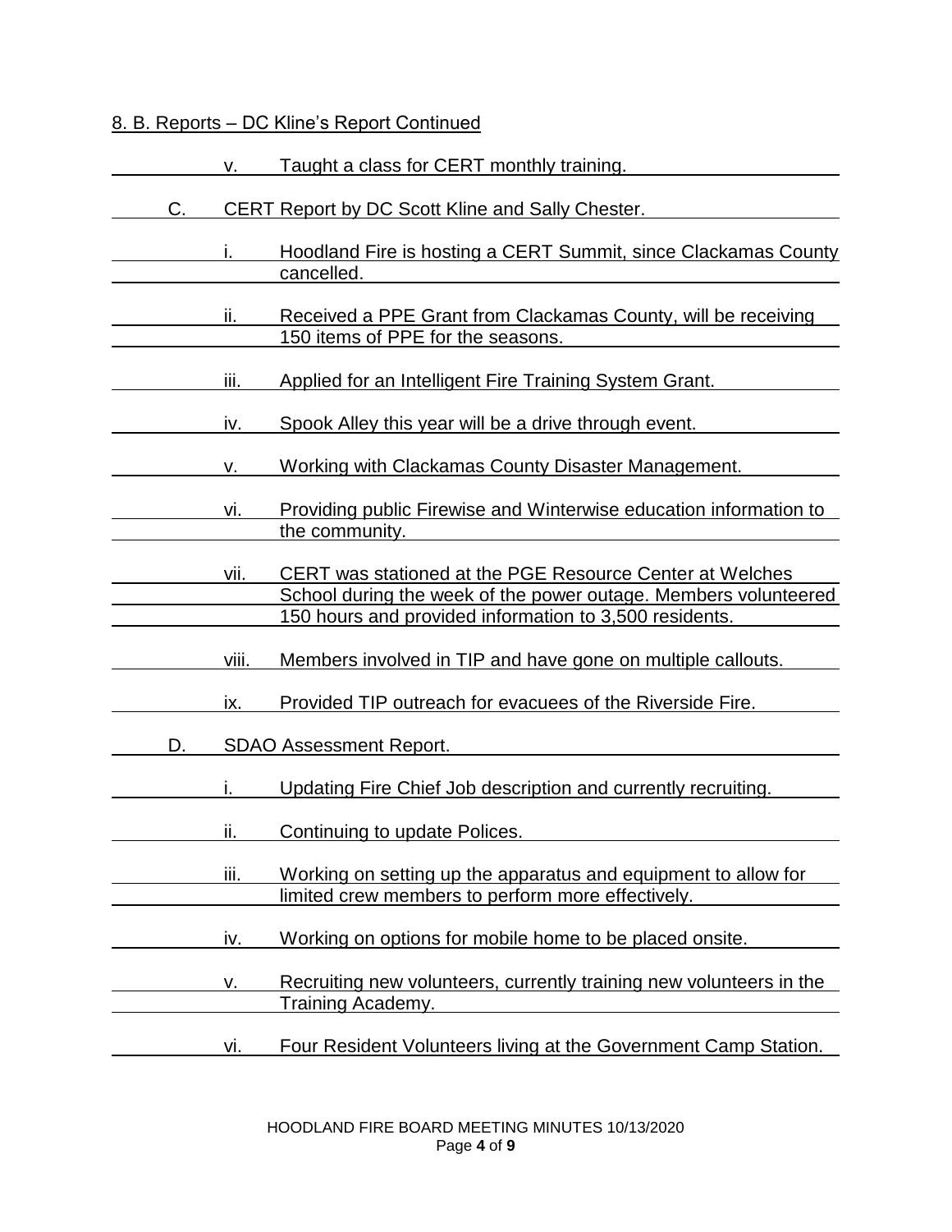8. B. Reports – DC Kline's Report Continued

v. Taught a class for CERT monthly training.

C. CERT Report by DC Scott Kline and Sally Chester.

i. Hoodland Fire is hosting a CERT Summit, since Clackamas County cancelled.

ii. Received a PPE Grant from Clackamas County, will be receiving 150 items of PPE for the seasons.

iii. Applied for an Intelligent Fire Training System Grant.

iv. Spook Alley this year will be a drive through event.

v. Working with Clackamas County Disaster Management.

vi. Providing public Firewise and Winterwise education information to the community.

vii. CERT was stationed at the PGE Resource Center at Welches School during the week of the power outage. Members volunteered 150 hours and provided information to 3,500 residents.

viii. Members involved in TIP and have gone on multiple callouts.

ix. Provided TIP outreach for evacuees of the Riverside Fire.

D. SDAO Assessment Report.

i. Updating Fire Chief Job description and currently recruiting.

ii. Continuing to update Polices.

iii. Working on setting up the apparatus and equipment to allow for limited crew members to perform more effectively.

iv. Working on options for mobile home to be placed onsite.

v. Recruiting new volunteers, currently training new volunteers in the Training Academy.

vi. Four Resident Volunteers living at the Government Camp Station.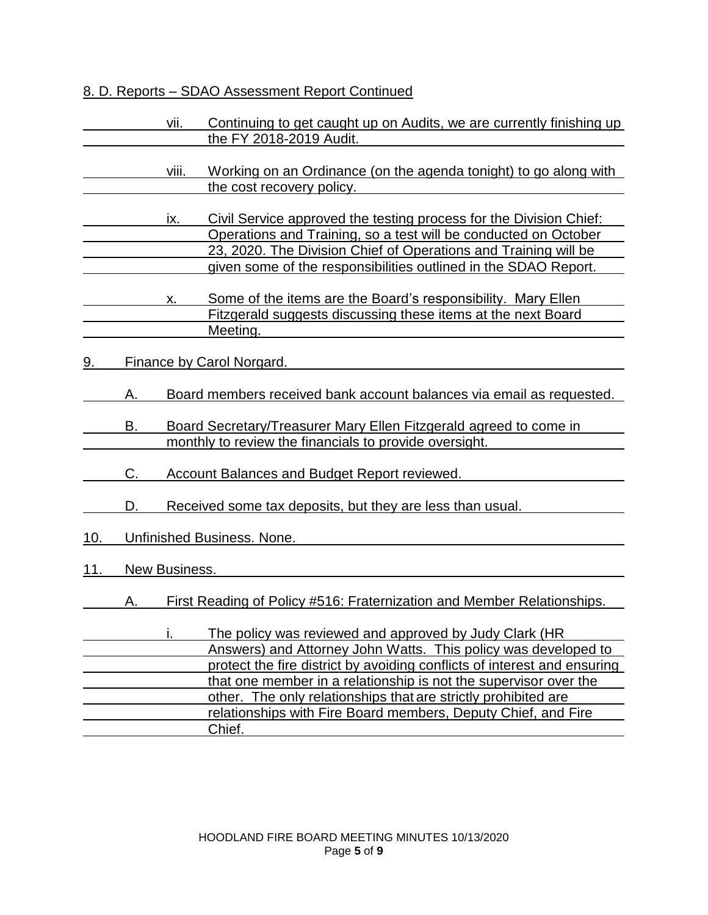8. D. Reports – SDAO Assessment Report Continued

- vii. Continuing to get caught up on Audits, we are currently finishing up the FY 2018-2019 Audit.
- viii. Working on an Ordinance (on the agenda tonight) to go along with the cost recovery policy.
- ix. Civil Service approved the testing process for the Division Chief: Operations and Training, so a test will be conducted on October 23, 2020. The Division Chief of Operations and Training will be given some of the responsibilities outlined in the SDAO Report.
- x. Some of the items are the Board's responsibility. Mary Ellen Fitzgerald suggests discussing these items at the next Board Meeting.

9. Finance by Carol Norgard.

   A. Board members received bank account balances via email as requested.

   B. Board Secretary/Treasurer Mary Ellen Fitzgerald agreed to come in monthly to review the financials to provide oversight.

   C. Account Balances and Budget Report reviewed.

   D. Received some tax deposits, but they are less than usual.

10. Unfinished Business. None.

11. New Business.

   A. First Reading of Policy #516: Fraternization and Member Relationships.

   - i. The policy was reviewed and approved by Judy Clark (HR Answers) and Attorney John Watts. This policy was developed to protect the fire district by avoiding conflicts of interest and ensuring that one member in a relationship is not the supervisor over the other. The only relationships that are strictly prohibited are relationships with Fire Board members, Deputy Chief, and Fire Chief.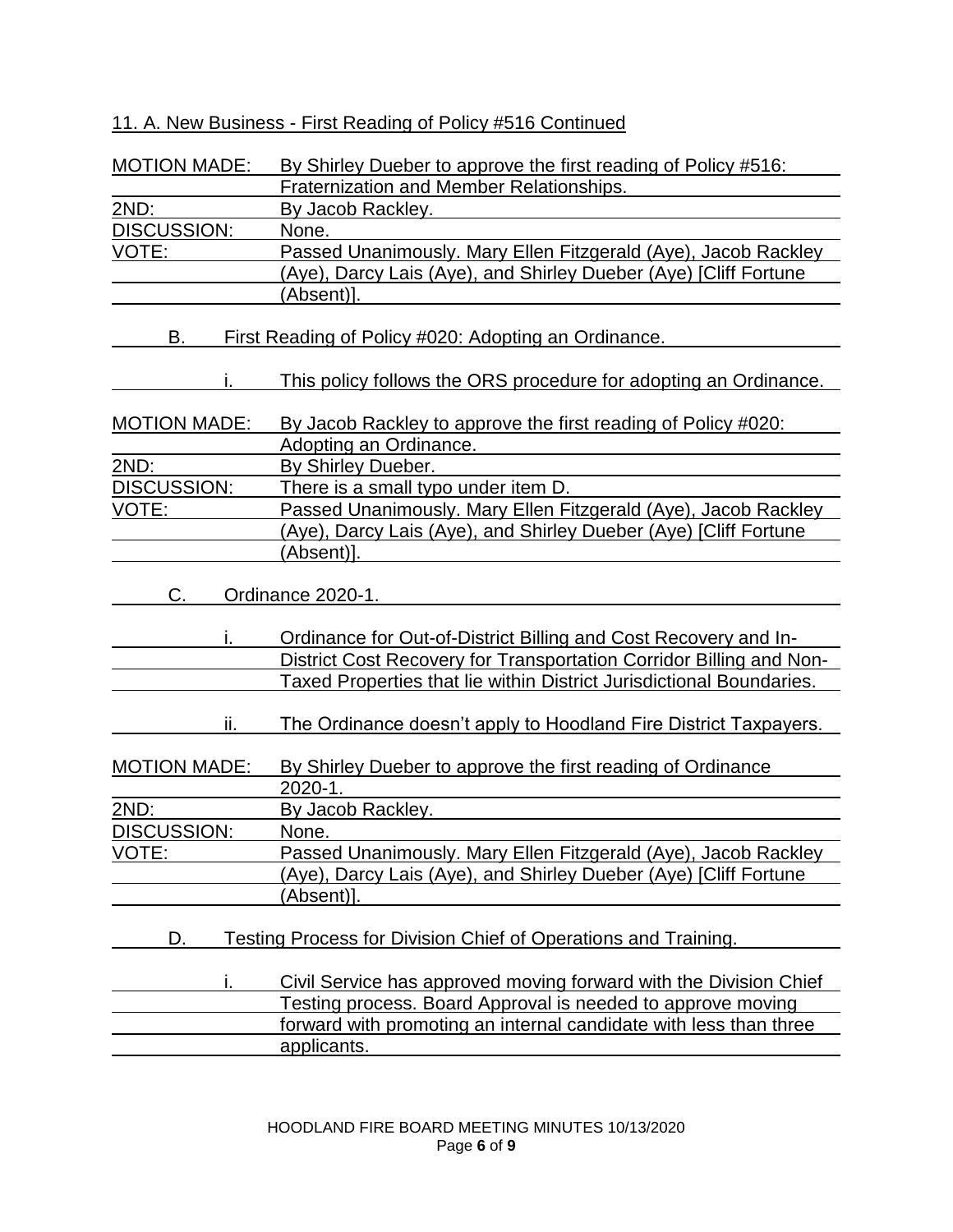11. A. New Business - First Reading of Policy #516 Continued

| | |
|---|---|
| MOTION MADE: | By Shirley Dueber to approve the first reading of Policy #516: Fraternization and Member Relationships. |
| 2ND: | By Jacob Rackley. |
| DISCUSSION: | None. |
| VOTE: | Passed Unanimously. Mary Ellen Fitzgerald (Aye), Jacob Rackley (Aye), Darcy Lais (Aye), and Shirley Dueber (Aye) [Cliff Fortune (Absent)]. |

B. First Reading of Policy #020: Adopting an Ordinance.

i. This policy follows the ORS procedure for adopting an Ordinance.

| | |
|---|---|
| MOTION MADE: | By Jacob Rackley to approve the first reading of Policy #020: Adopting an Ordinance. |
| 2ND: | By Shirley Dueber. |
| DISCUSSION: | There is a small typo under item D. |
| VOTE: | Passed Unanimously. Mary Ellen Fitzgerald (Aye), Jacob Rackley (Aye), Darcy Lais (Aye), and Shirley Dueber (Aye) [Cliff Fortune (Absent)]. |

C. Ordinance 2020-1.

i. Ordinance for Out-of-District Billing and Cost Recovery and In-District Cost Recovery for Transportation Corridor Billing and Non-Taxed Properties that lie within District Jurisdictional Boundaries.

ii. The Ordinance doesn't apply to Hoodland Fire District Taxpayers.

| | |
|---|---|
| MOTION MADE: | By Shirley Dueber to approve the first reading of Ordinance 2020-1. |
| 2ND: | By Jacob Rackley. |
| DISCUSSION: | None. |
| VOTE: | Passed Unanimously. Mary Ellen Fitzgerald (Aye), Jacob Rackley (Aye), Darcy Lais (Aye), and Shirley Dueber (Aye) [Cliff Fortune (Absent)]. |

D. Testing Process for Division Chief of Operations and Training.

i. Civil Service has approved moving forward with the Division Chief Testing process. Board Approval is needed to approve moving forward with promoting an internal candidate with less than three applicants.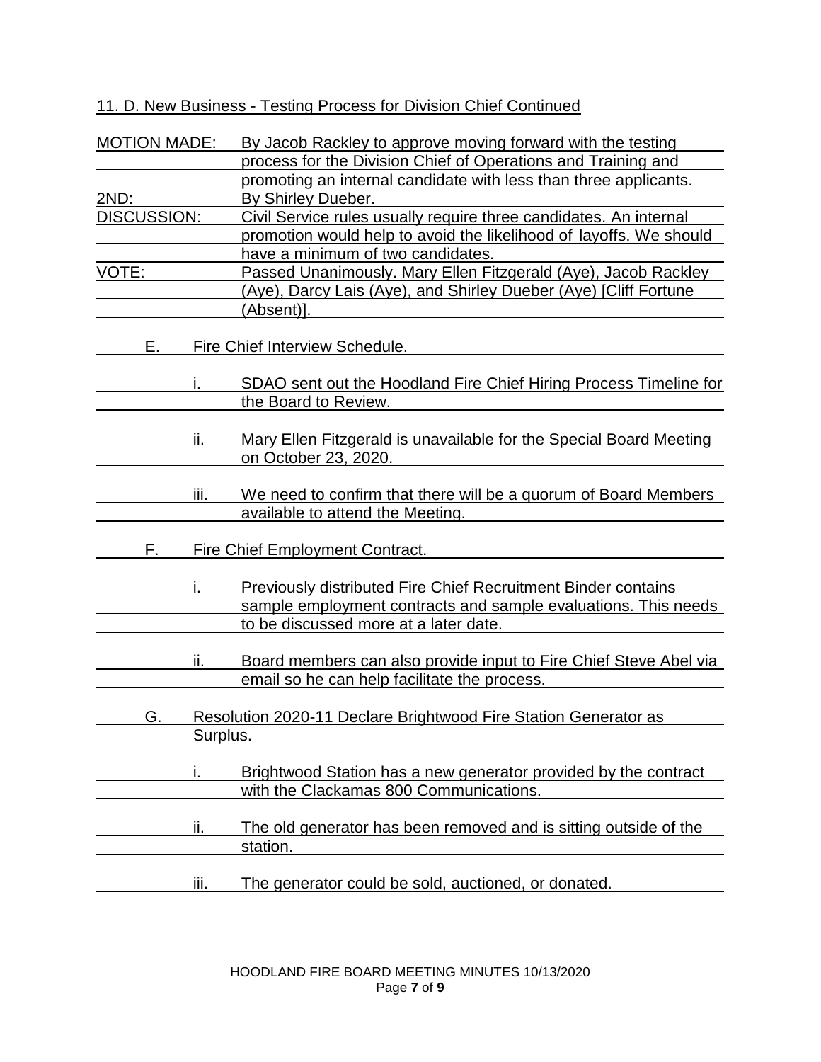11. D. New Business - Testing Process for Division Chief Continued

**MOTION MADE:** By Jacob Rackley to approve moving forward with the testing process for the Division Chief of Operations and Training and promoting an internal candidate with less than three applicants.

**2ND:** By Shirley Dueber.

**DISCUSSION:** Civil Service rules usually require three candidates. An internal promotion would help to avoid the likelihood of layoffs. We should have a minimum of two candidates.

**VOTE:** Passed Unanimously. Mary Ellen Fitzgerald (Aye), Jacob Rackley (Aye), Darcy Lais (Aye), and Shirley Dueber (Aye) [Cliff Fortune (Absent)].

E. Fire Chief Interview Schedule.

i. SDAO sent out the Hoodland Fire Chief Hiring Process Timeline for the Board to Review.

ii. Mary Ellen Fitzgerald is unavailable for the Special Board Meeting on October 23, 2020.

iii. We need to confirm that there will be a quorum of Board Members available to attend the Meeting.

F. Fire Chief Employment Contract.

i. Previously distributed Fire Chief Recruitment Binder contains sample employment contracts and sample evaluations. This needs to be discussed more at a later date.

ii. Board members can also provide input to Fire Chief Steve Abel via email so he can help facilitate the process.

G. Resolution 2020-11 Declare Brightwood Fire Station Generator as Surplus.

i. Brightwood Station has a new generator provided by the contract with the Clackamas 800 Communications.

ii. The old generator has been removed and is sitting outside of the station.

iii. The generator could be sold, auctioned, or donated.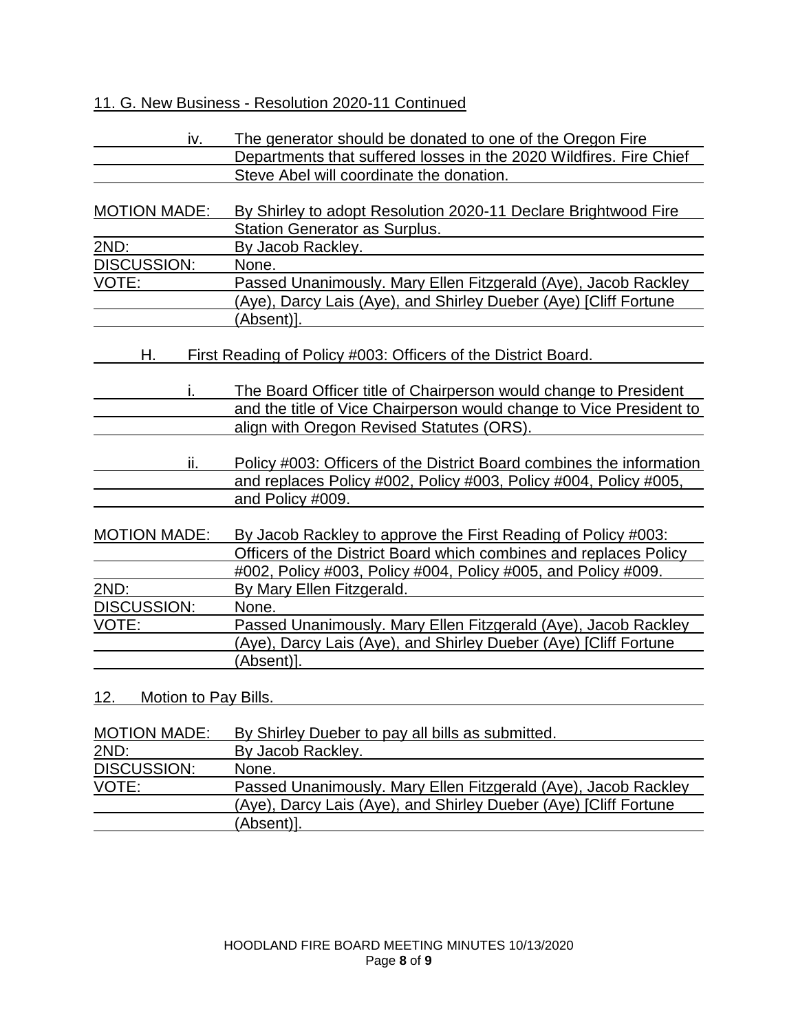11. G. New Business - Resolution 2020-11 Continued

iv. The generator should be donated to one of the Oregon Fire Departments that suffered losses in the 2020 Wildfires. Fire Chief Steve Abel will coordinate the donation.

| | |
|---|---|
| MOTION MADE: | By Shirley to adopt Resolution 2020-11 Declare Brightwood Fire Station Generator as Surplus. |
| 2ND: | By Jacob Rackley. |
| DISCUSSION: | None. |
| VOTE: | Passed Unanimously. Mary Ellen Fitzgerald (Aye), Jacob Rackley (Aye), Darcy Lais (Aye), and Shirley Dueber (Aye) [Cliff Fortune (Absent)]. |

H. First Reading of Policy #003: Officers of the District Board.

i. The Board Officer title of Chairperson would change to President and the title of Vice Chairperson would change to Vice President to align with Oregon Revised Statutes (ORS).

ii. Policy #003: Officers of the District Board combines the information and replaces Policy #002, Policy #003, Policy #004, Policy #005, and Policy #009.

| | |
|---|---|
| MOTION MADE: | By Jacob Rackley to approve the First Reading of Policy #003: Officers of the District Board which combines and replaces Policy #002, Policy #003, Policy #004, Policy #005, and Policy #009. |
| 2ND: | By Mary Ellen Fitzgerald. |
| DISCUSSION: | None. |
| VOTE: | Passed Unanimously. Mary Ellen Fitzgerald (Aye), Jacob Rackley (Aye), Darcy Lais (Aye), and Shirley Dueber (Aye) [Cliff Fortune (Absent)]. |

12. Motion to Pay Bills.

| | |
|---|---|
| MOTION MADE: | By Shirley Dueber to pay all bills as submitted. |
| 2ND: | By Jacob Rackley. |
| DISCUSSION: | None. |
| VOTE: | Passed Unanimously. Mary Ellen Fitzgerald (Aye), Jacob Rackley (Aye), Darcy Lais (Aye), and Shirley Dueber (Aye) [Cliff Fortune (Absent)]. |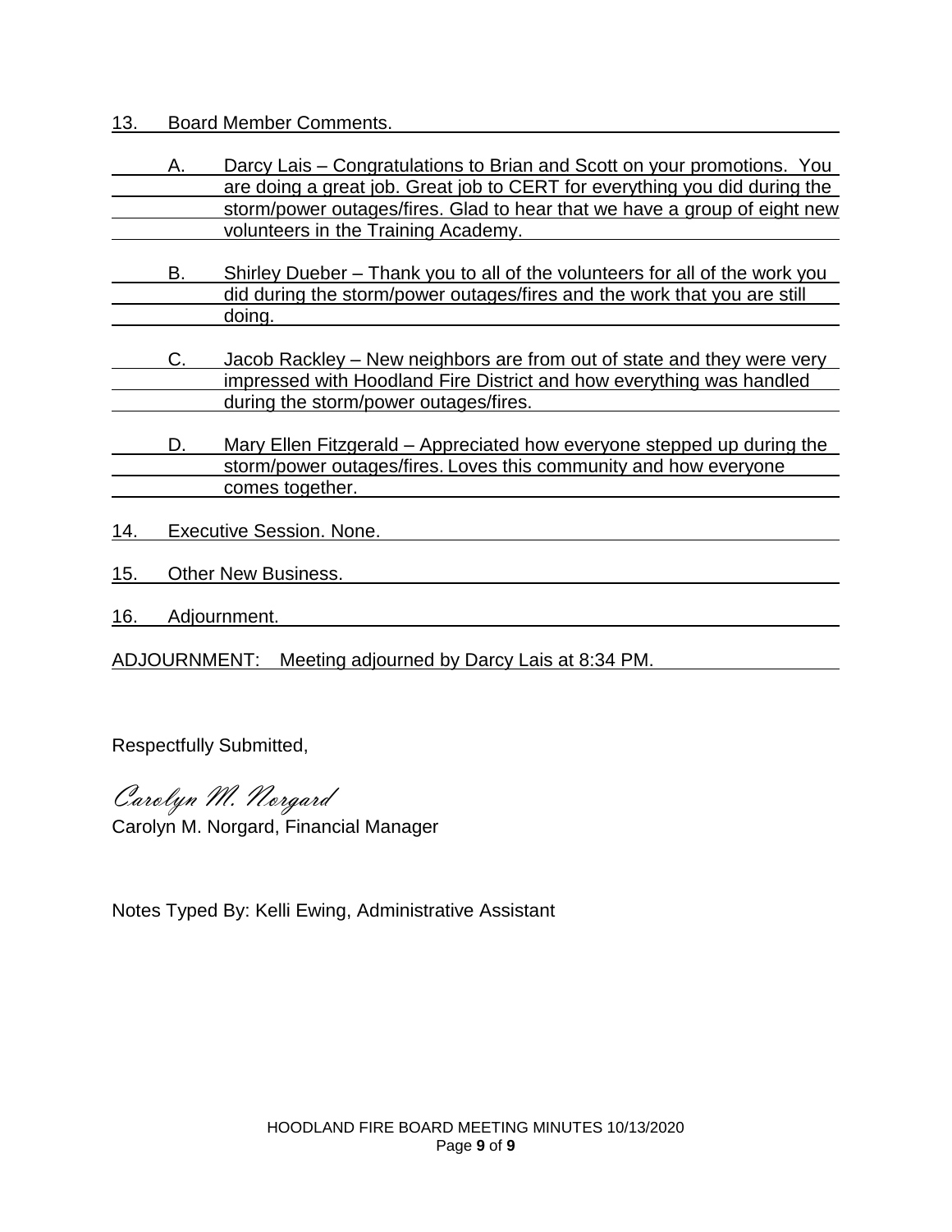13. Board Member Comments.

A. Darcy Lais – Congratulations to Brian and Scott on your promotions. You are doing a great job. Great job to CERT for everything you did during the storm/power outages/fires. Glad to hear that we have a group of eight new volunteers in the Training Academy.

B. Shirley Dueber – Thank you to all of the volunteers for all of the work you did during the storm/power outages/fires and the work that you are still doing.

C. Jacob Rackley – New neighbors are from out of state and they were very impressed with Hoodland Fire District and how everything was handled during the storm/power outages/fires.

D. Mary Ellen Fitzgerald – Appreciated how everyone stepped up during the storm/power outages/fires. Loves this community and how everyone comes together.

14. Executive Session. None.

15. Other New Business.

16. Adjournment.

ADJOURNMENT: Meeting adjourned by Darcy Lais at 8:34 PM.

Respectfully Submitted,

*Carolyn M. Norgard*

Carolyn M. Norgard, Financial Manager

Notes Typed By: Kelli Ewing, Administrative Assistant